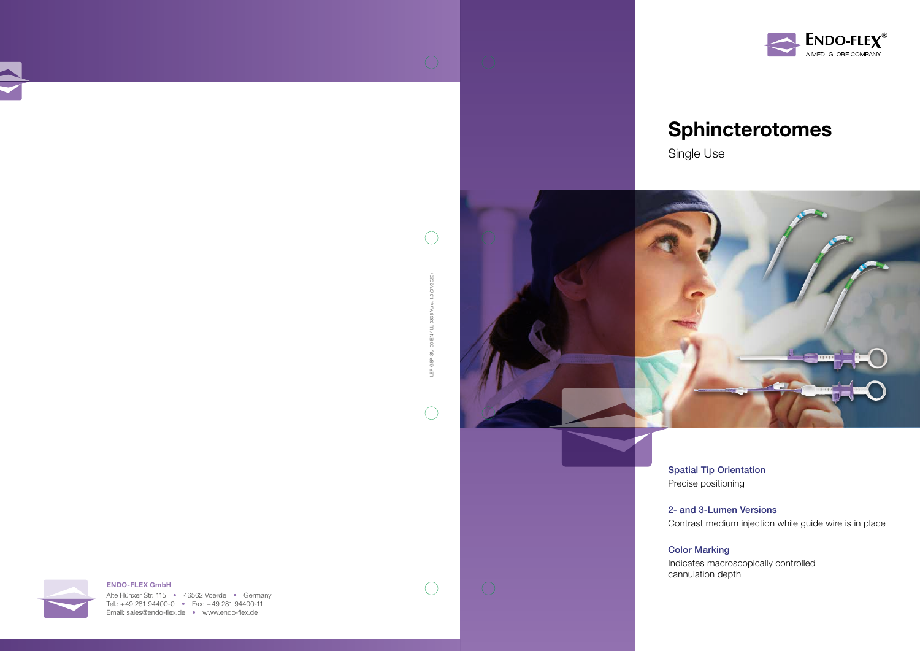ENDO-FLEX®
A MEDI-GLOBE COMPANY

# Sphincterotomes

Single Use

**Spatial Tip Orientation**
Precise positioning

**2- and 3-Lumen Versions**
Contrast medium injection while guide wire is in place

**Color Marking**
Indicates macroscopically controlled cannulation depth

LEF-G3P-SU-00-EN / LL-0336 Vers. 1.0 (07/2020)

**ENDO-FLEX GmbH**
Alte Hünxer Str. 115 • 46562 Voerde • Germany
Tel.: +49 281 94400-0 • Fax: +49 281 94400-11
Email: sales@endo-flex.de • www.endo-flex.de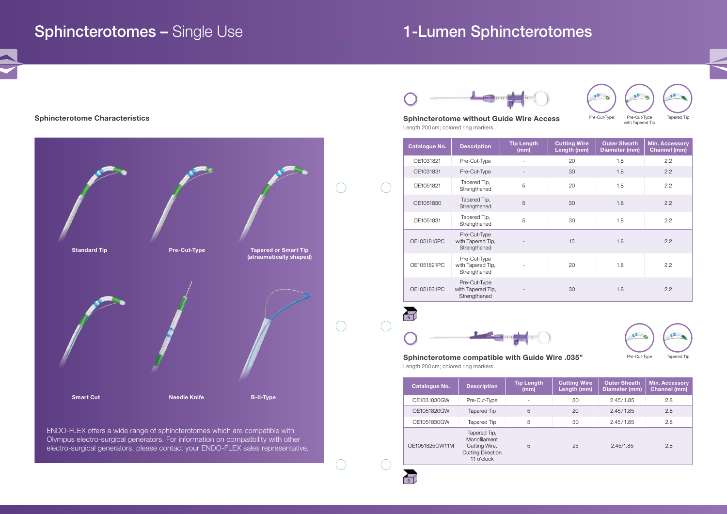# Sphincterotomes – Single Use

### Sphincterotome Characteristics

Standard Tip

Pre-Cut-Type

Tapered or Smart Tip (atraumatically shaped)

Smart Cut

Needle Knife

B-II-Type

ENDO-FLEX offers a wide range of sphincterotomes which are compatible with Olympus electro-surgical generators. For information on compatibility with other electro-surgical generators, please contact your ENDO-FLEX sales representative.

# 1-Lumen Sphincterotomes

### Sphincterotome without Guide Wire Access

Length 200 cm; colored ring markers

Pre-Cut-Type | Pre-Cut-Type with Tapered Tip | Tapered Tip

| Catalogue No. | Description | Tip Length (mm) | Cutting Wire Length (mm) | Outer Sheath Diameter (mm) | Min. Accessory Channel (mm) |
|---|---|---|---|---|---|
| OE1031821 | Pre-Cut-Type | - | 20 | 1.8 | 2.2 |
| OE1031831 | Pre-Cut-Type | - | 30 | 1.8 | 2.2 |
| OE1051821 | Tapered Tip, Strengthened | 5 | 20 | 1.8 | 2.2 |
| OE1051830 | Tapered Tip, Strengthened | 5 | 30 | 1.8 | 2.2 |
| OE1051831 | Tapered Tip, Strengthened | 5 | 30 | 1.8 | 2.2 |
| OE1051815PC | Pre-Cut-Type with Tapered Tip, Strengthened | - | 15 | 1.8 | 2.2 |
| OE1051821PC | Pre-Cut-Type with Tapered Tip, Strengthened | - | 20 | 1.8 | 2.2 |
| OE1051831PC | Pre-Cut-Type with Tapered Tip, Strengthened | - | 30 | 1.8 | 2.2 |

5

### Sphincterotome compatible with Guide Wire .035”

Length 200 cm; colored ring markers

Pre-Cut-Type | Tapered Tip

| Catalogue No. | Description | Tip Length (mm) | Cutting Wire Length (mm) | Outer Sheath Diameter (mm) | Min. Accessory Channel (mm) |
|---|---|---|---|---|---|
| OE1031830GW | Pre-Cut-Type | - | 30 | 2.45 / 1.85 | 2.8 |
| OE1051820GW | Tapered Tip | 5 | 20 | 2.45 / 1.85 | 2.8 |
| OE1051830GW | Tapered Tip | 5 | 30 | 2.45 / 1.85 | 2.8 |
| OE1051825GW11M | Tapered Tip, Monofilament Cutting Wire, Cutting Direction 11 o'clock | 5 | 25 | 2.45/1.85 | 2.8 |

5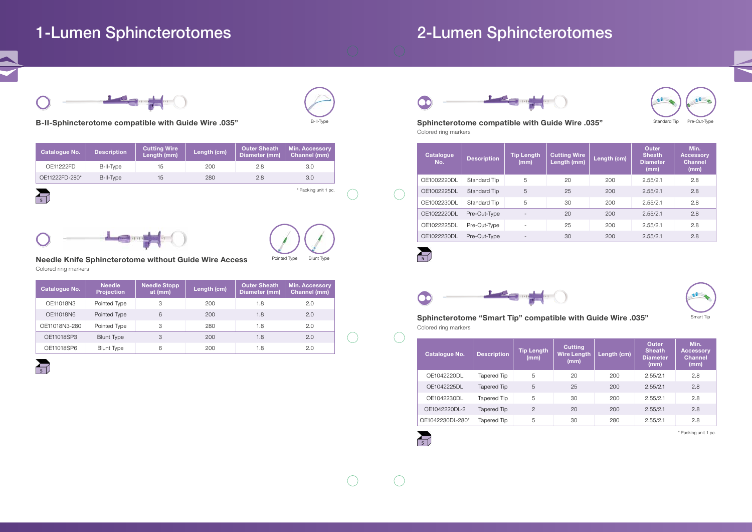# 1-Lumen Sphincterotomes

B-II-Type

## B-II-Sphincterotome compatible with Guide Wire .035"

| Catalogue No. | Description | Cutting Wire Length (mm) | Length (cm) | Outer Sheath Diameter (mm) | Min. Accessory Channel (mm) |
|---|---|---|---|---|---|
| OE11222FD | B-II-Type | 15 | 200 | 2.8 | 3.0 |
| OE11222FD-280* | B-II-Type | 15 | 280 | 2.8 | 3.0 |

5

\* Packing unit 1 pc.

Pointed Type | Blunt Type

## Needle Knife Sphincterotome without Guide Wire Access

Colored ring markers

| Catalogue No. | Needle Projection | Needle Stopp at (mm) | Length (cm) | Outer Sheath Diameter (mm) | Min. Accessory Channel (mm) |
|---|---|---|---|---|---|
| OE11018N3 | Pointed Type | 3 | 200 | 1.8 | 2.0 |
| OE11018N6 | Pointed Type | 6 | 200 | 1.8 | 2.0 |
| OE11018N3-280 | Pointed Type | 3 | 280 | 1.8 | 2.0 |
| OE11018SP3 | Blunt Type | 3 | 200 | 1.8 | 2.0 |
| OE11018SP6 | Blunt Type | 6 | 200 | 1.8 | 2.0 |

5

# 2-Lumen Sphincterotomes

Standard Tip | Pre-Cut-Type

## Sphincterotome compatible with Guide Wire .035"

Colored ring markers

| Catalogue No. | Description | Tip Length (mm) | Cutting Wire Length (mm) | Length (cm) | Outer Sheath Diameter (mm) | Min. Accessory Channel (mm) |
|---|---|---|---|---|---|---|
| OE1002220DL | Standard Tip | 5 | 20 | 200 | 2.55/2.1 | 2.8 |
| OE1002225DL | Standard Tip | 5 | 25 | 200 | 2.55/2.1 | 2.8 |
| OE1002230DL | Standard Tip | 5 | 30 | 200 | 2.55/2.1 | 2.8 |
| OE1022220DL | Pre-Cut-Type | - | 20 | 200 | 2.55/2.1 | 2.8 |
| OE1022225DL | Pre-Cut-Type | - | 25 | 200 | 2.55/2.1 | 2.8 |
| OE1022230DL | Pre-Cut-Type | - | 30 | 200 | 2.55/2.1 | 2.8 |

5

Smart Tip

## Sphincterotome "Smart Tip" compatible with Guide Wire .035"

Colored ring markers

| Catalogue No. | Description | Tip Length (mm) | Cutting Wire Length (mm) | Length (cm) | Outer Sheath Diameter (mm) | Min. Accessory Channel (mm) |
|---|---|---|---|---|---|---|
| OE1042220DL | Tapered Tip | 5 | 20 | 200 | 2.55/2.1 | 2.8 |
| OE1042225DL | Tapered Tip | 5 | 25 | 200 | 2.55/2.1 | 2.8 |
| OE1042230DL | Tapered Tip | 5 | 30 | 200 | 2.55/2.1 | 2.8 |
| OE1042220DL-2 | Tapered Tip | 2 | 20 | 200 | 2.55/2.1 | 2.8 |
| OE1042230DL-280* | Tapered Tip | 5 | 30 | 280 | 2.55/2.1 | 2.8 |

5

\* Packing unit 1 pc.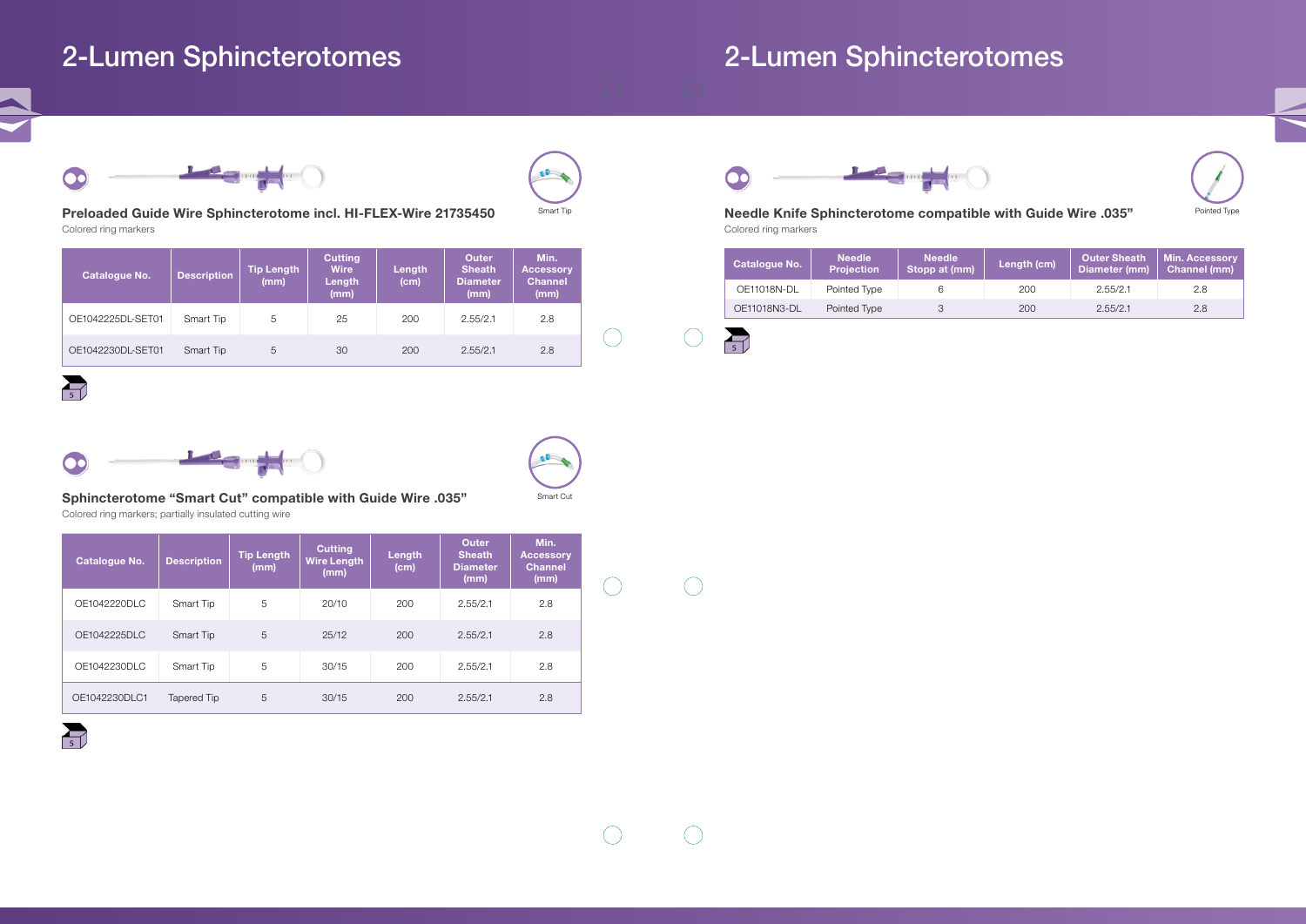# 2-Lumen Sphincterotomes

Smart Tip

### Preloaded Guide Wire Sphincterotome incl. HI-FLEX-Wire 21735450

Colored ring markers

| Catalogue No. | Description | Tip Length (mm) | Cutting Wire Length (mm) | Length (cm) | Outer Sheath Diameter (mm) | Min. Accessory Channel (mm) |
|---|---|---|---|---|---|---|
| OE1042225DL-SET01 | Smart Tip | 5 | 25 | 200 | 2.55/2.1 | 2.8 |
| OE1042230DL-SET01 | Smart Tip | 5 | 30 | 200 | 2.55/2.1 | 2.8 |

5

Smart Cut

### Sphincterotome "Smart Cut" compatible with Guide Wire .035"

Colored ring markers; partially insulated cutting wire

| Catalogue No. | Description | Tip Length (mm) | Cutting Wire Length (mm) | Length (cm) | Outer Sheath Diameter (mm) | Min. Accessory Channel (mm) |
|---|---|---|---|---|---|---|
| OE1042220DLC | Smart Tip | 5 | 20/10 | 200 | 2.55/2.1 | 2.8 |
| OE1042225DLC | Smart Tip | 5 | 25/12 | 200 | 2.55/2.1 | 2.8 |
| OE1042230DLC | Smart Tip | 5 | 30/15 | 200 | 2.55/2.1 | 2.8 |
| OE1042230DLC1 | Tapered Tip | 5 | 30/15 | 200 | 2.55/2.1 | 2.8 |

5

# 2-Lumen Sphincterotomes

Pointed Type

### Needle Knife Sphincterotome compatible with Guide Wire .035"

Colored ring markers

| Catalogue No. | Needle Projection | Needle Stopp at (mm) | Length (cm) | Outer Sheath Diameter (mm) | Min. Accessory Channel (mm) |
|---|---|---|---|---|---|
| OE11018N-DL | Pointed Type | 6 | 200 | 2.55/2.1 | 2.8 |
| OE11018N3-DL | Pointed Type | 3 | 200 | 2.55/2.1 | 2.8 |

5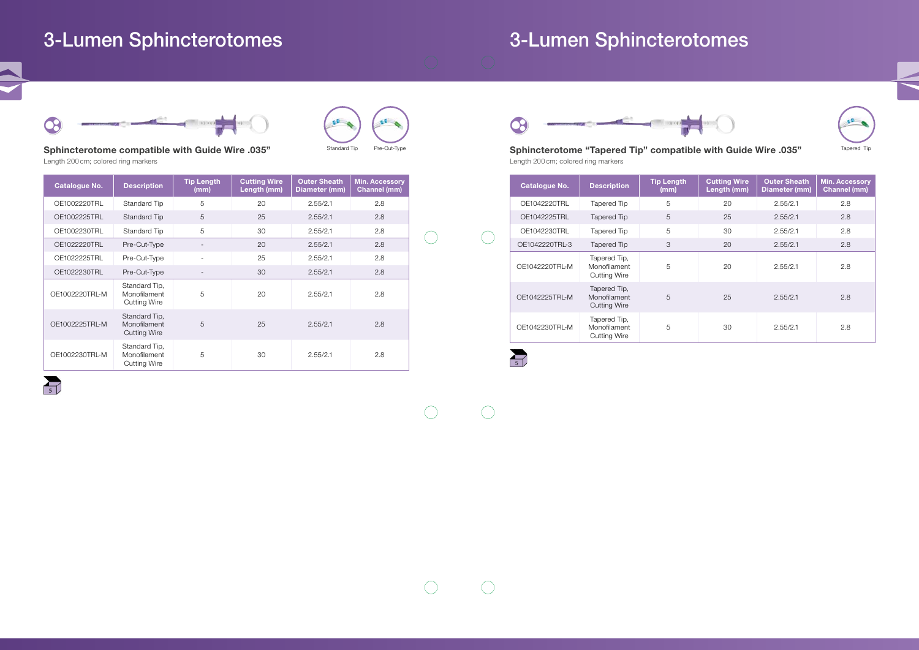# 3-Lumen Sphincterotomes

### Sphincterotome compatible with Guide Wire .035"

Standard Tip Pre-Cut-Type

Length 200 cm; colored ring markers

| Catalogue No. | Description | Tip Length (mm) | Cutting Wire Length (mm) | Outer Sheath Diameter (mm) | Min. Accessory Channel (mm) |
|---|---|---|---|---|---|
| OE1002220TRL | Standard Tip | 5 | 20 | 2.55/2.1 | 2.8 |
| OE1002225TRL | Standard Tip | 5 | 25 | 2.55/2.1 | 2.8 |
| OE1002230TRL | Standard Tip | 5 | 30 | 2.55/2.1 | 2.8 |
| OE1022220TRL | Pre-Cut-Type | - | 20 | 2.55/2.1 | 2.8 |
| OE1022225TRL | Pre-Cut-Type | - | 25 | 2.55/2.1 | 2.8 |
| OE1022230TRL | Pre-Cut-Type | - | 30 | 2.55/2.1 | 2.8 |
| OE1002220TRL-M | Standard Tip, Monofilament Cutting Wire | 5 | 20 | 2.55/2.1 | 2.8 |
| OE1002225TRL-M | Standard Tip, Monofilament Cutting Wire | 5 | 25 | 2.55/2.1 | 2.8 |
| OE1002230TRL-M | Standard Tip, Monofilament Cutting Wire | 5 | 30 | 2.55/2.1 | 2.8 |

5

# 3-Lumen Sphincterotomes

### Sphincterotome "Tapered Tip" compatible with Guide Wire .035"

Tapered Tip

Length 200 cm; colored ring markers

| Catalogue No. | Description | Tip Length (mm) | Cutting Wire Length (mm) | Outer Sheath Diameter (mm) | Min. Accessory Channel (mm) |
|---|---|---|---|---|---|
| OE1042220TRL | Tapered Tip | 5 | 20 | 2.55/2.1 | 2.8 |
| OE1042225TRL | Tapered Tip | 5 | 25 | 2.55/2.1 | 2.8 |
| OE1042230TRL | Tapered Tip | 5 | 30 | 2.55/2.1 | 2.8 |
| OE1042220TRL-3 | Tapered Tip | 3 | 20 | 2.55/2.1 | 2.8 |
| OE1042220TRL-M | Tapered Tip, Monofilament Cutting Wire | 5 | 20 | 2.55/2.1 | 2.8 |
| OE1042225TRL-M | Tapered Tip, Monofilament Cutting Wire | 5 | 25 | 2.55/2.1 | 2.8 |
| OE1042230TRL-M | Tapered Tip, Monofilament Cutting Wire | 5 | 30 | 2.55/2.1 | 2.8 |

5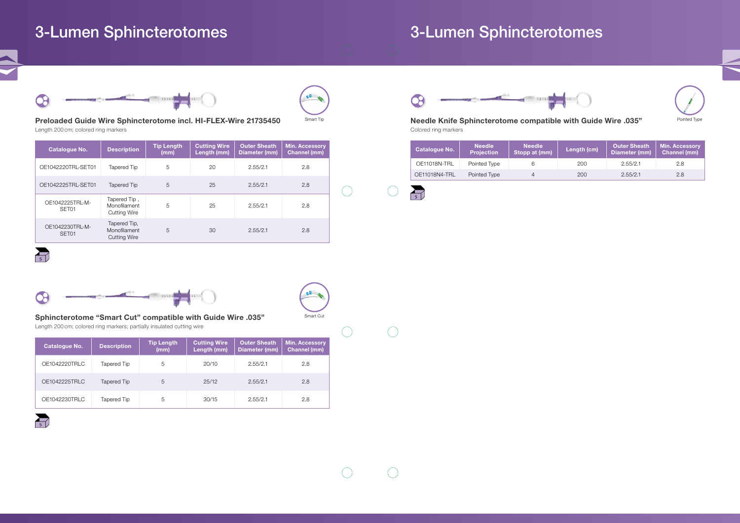# 3-Lumen Sphincterotomes

### Preloaded Guide Wire Sphincterotome incl. HI-FLEX-Wire 21735450

Smart Tip

Length 200 cm; colored ring markers

| Catalogue No. | Description | Tip Length (mm) | Cutting Wire Length (mm) | Outer Sheath Diameter (mm) | Min. Accessory Channel (mm) |
|---|---|---|---|---|---|
| OE1042220TRL-SET01 | Tapered Tip | 5 | 20 | 2.55/2.1 | 2.8 |
| OE1042225TRL-SET01 | Tapered Tip | 5 | 25 | 2.55/2.1 | 2.8 |
| OE1042225TRL-M-SET01 | Tapered Tip , Monofilament Cutting Wire | 5 | 25 | 2.55/2.1 | 2.8 |
| OE1042230TRL-M-SET01 | Tapered Tip, Monofilament Cutting Wire | 5 | 30 | 2.55/2.1 | 2.8 |

5

### Sphincterotome "Smart Cut" compatible with Guide Wire .035"

Smart Cut

Length 200 cm; colored ring markers; partially insulated cutting wire

| Catalogue No. | Description | Tip Length (mm) | Cutting Wire Length (mm) | Outer Sheath Diameter (mm) | Min. Accessory Channel (mm) |
|---|---|---|---|---|---|
| OE1042220TRLC | Tapered Tip | 5 | 20/10 | 2.55/2.1 | 2.8 |
| OE1042225TRLC | Tapered Tip | 5 | 25/12 | 2.55/2.1 | 2.8 |
| OE1042230TRLC | Tapered Tip | 5 | 30/15 | 2.55/2.1 | 2.8 |

5

# 3-Lumen Sphincterotomes

### Needle Knife Sphincterotome compatible with Guide Wire .035"

Pointed Type

Colored ring markers

| Catalogue No. | Needle Projection | Needle Stopp at (mm) | Length (cm) | Outer Sheath Diameter (mm) | Min. Accessory Channel (mm) |
|---|---|---|---|---|---|
| OE11018N-TRL | Pointed Type | 6 | 200 | 2.55/2.1 | 2.8 |
| OE11018N4-TRL | Pointed Type | 4 | 200 | 2.55/2.1 | 2.8 |

5